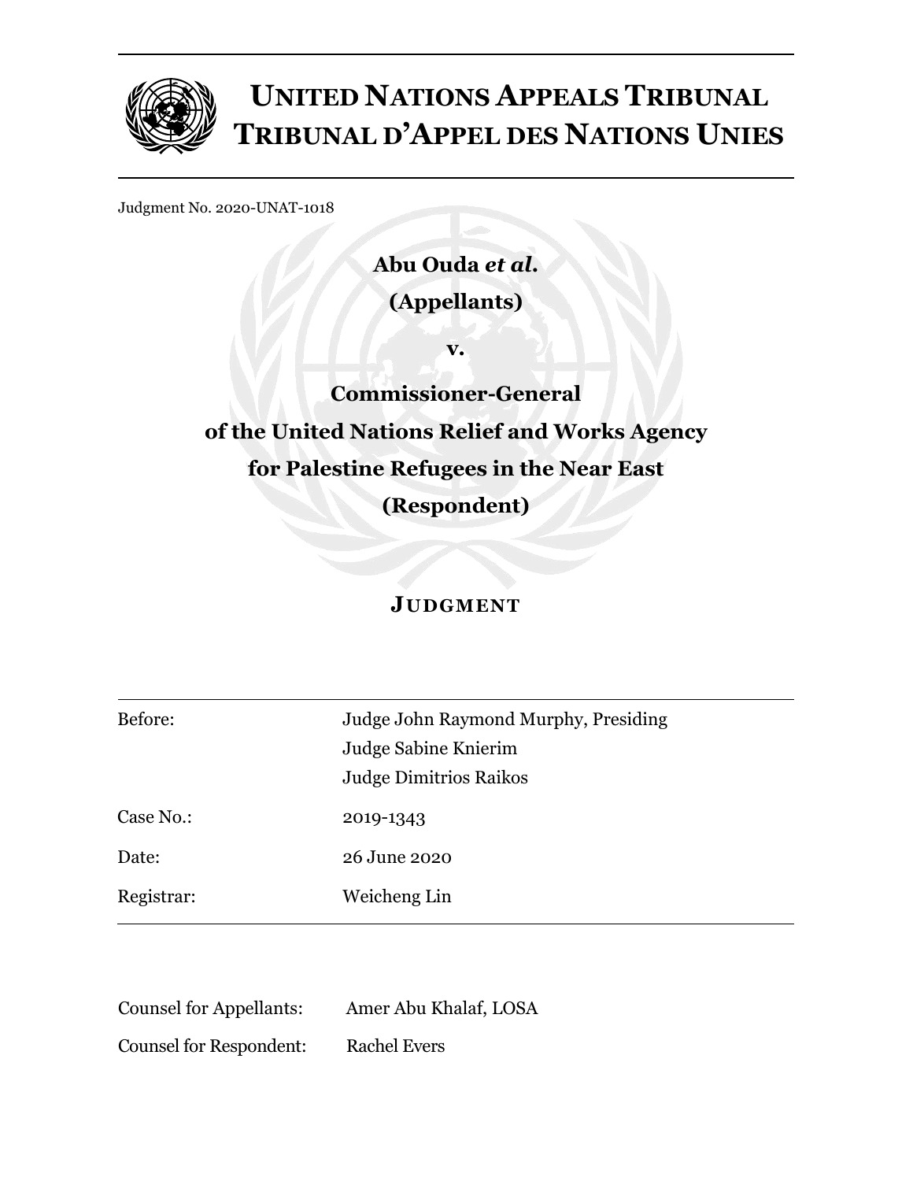# UNITED NATIONS APPEALS TRIBUNAL
# TRIBUNAL D'APPEL DES NATIONS UNIES

Judgment No. 2020-UNAT-1018

**Abu Ouda *et al.***

**(Appellants)**

**v.**

**Commissioner-General**

**of the United Nations Relief and Works Agency**

**for Palestine Refugees in the Near East**

**(Respondent)**

## JUDGMENT

| | |
|---|---|
| Before: | Judge John Raymond Murphy, Presiding<br>Judge Sabine Knierim<br>Judge Dimitrios Raikos |
| Case No.: | 2019-1343 |
| Date: | 26 June 2020 |
| Registrar: | Weicheng Lin |

Counsel for Appellants: Amer Abu Khalaf, LOSA

Counsel for Respondent: Rachel Evers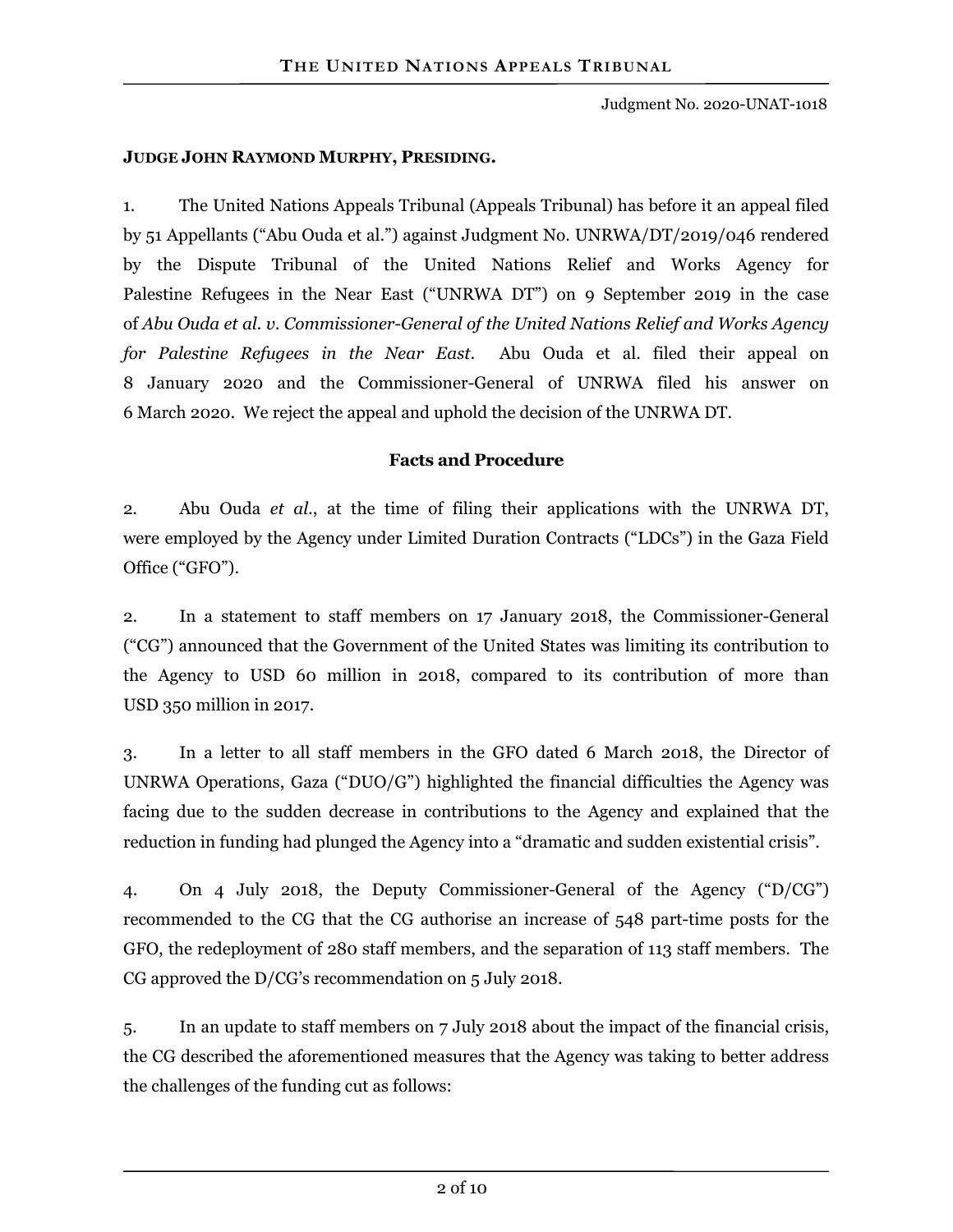Judgment No. 2020-UNAT-1018

**JUDGE JOHN RAYMOND MURPHY, PRESIDING.**

1. The United Nations Appeals Tribunal (Appeals Tribunal) has before it an appeal filed by 51 Appellants ("Abu Ouda et al.") against Judgment No. UNRWA/DT/2019/046 rendered by the Dispute Tribunal of the United Nations Relief and Works Agency for Palestine Refugees in the Near East ("UNRWA DT") on 9 September 2019 in the case of *Abu Ouda et al. v. Commissioner-General of the United Nations Relief and Works Agency for Palestine Refugees in the Near East*. Abu Ouda et al. filed their appeal on 8 January 2020 and the Commissioner-General of UNRWA filed his answer on 6 March 2020. We reject the appeal and uphold the decision of the UNRWA DT.

## Facts and Procedure

2. Abu Ouda *et al.*, at the time of filing their applications with the UNRWA DT, were employed by the Agency under Limited Duration Contracts ("LDCs") in the Gaza Field Office ("GFO").

2. In a statement to staff members on 17 January 2018, the Commissioner-General ("CG") announced that the Government of the United States was limiting its contribution to the Agency to USD 60 million in 2018, compared to its contribution of more than USD 350 million in 2017.

3. In a letter to all staff members in the GFO dated 6 March 2018, the Director of UNRWA Operations, Gaza ("DUO/G") highlighted the financial difficulties the Agency was facing due to the sudden decrease in contributions to the Agency and explained that the reduction in funding had plunged the Agency into a "dramatic and sudden existential crisis".

4. On 4 July 2018, the Deputy Commissioner-General of the Agency ("D/CG") recommended to the CG that the CG authorise an increase of 548 part-time posts for the GFO, the redeployment of 280 staff members, and the separation of 113 staff members. The CG approved the D/CG's recommendation on 5 July 2018.

5. In an update to staff members on 7 July 2018 about the impact of the financial crisis, the CG described the aforementioned measures that the Agency was taking to better address the challenges of the funding cut as follows: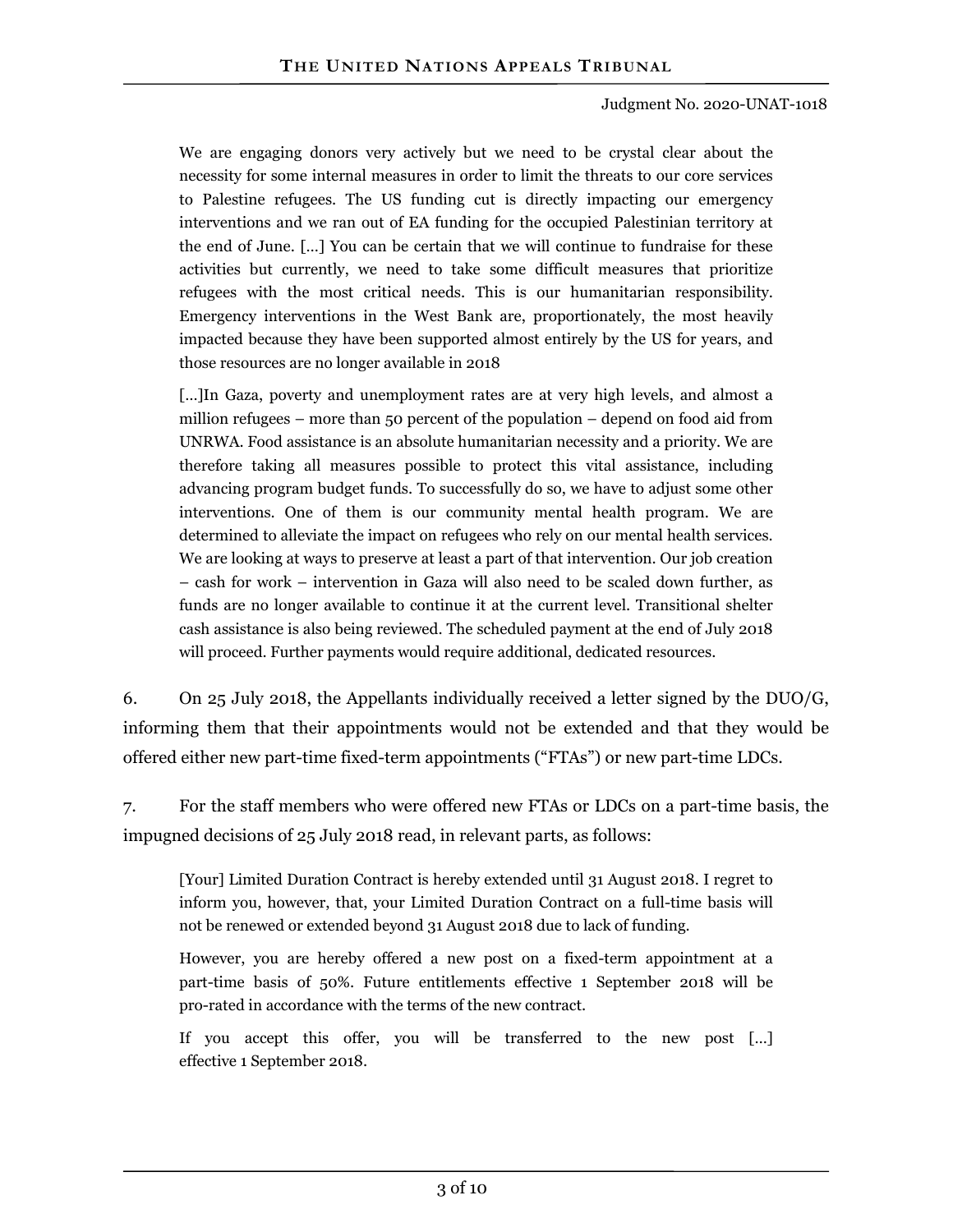> We are engaging donors very actively but we need to be crystal clear about the necessity for some internal measures in order to limit the threats to our core services to Palestine refugees. The US funding cut is directly impacting our emergency interventions and we ran out of EA funding for the occupied Palestinian territory at the end of June. […] You can be certain that we will continue to fundraise for these activities but currently, we need to take some difficult measures that prioritize refugees with the most critical needs. This is our humanitarian responsibility. Emergency interventions in the West Bank are, proportionately, the most heavily impacted because they have been supported almost entirely by the US for years, and those resources are no longer available in 2018
>
> […]In Gaza, poverty and unemployment rates are at very high levels, and almost a million refugees – more than 50 percent of the population – depend on food aid from UNRWA. Food assistance is an absolute humanitarian necessity and a priority. We are therefore taking all measures possible to protect this vital assistance, including advancing program budget funds. To successfully do so, we have to adjust some other interventions. One of them is our community mental health program. We are determined to alleviate the impact on refugees who rely on our mental health services. We are looking at ways to preserve at least a part of that intervention. Our job creation – cash for work – intervention in Gaza will also need to be scaled down further, as funds are no longer available to continue it at the current level. Transitional shelter cash assistance is also being reviewed. The scheduled payment at the end of July 2018 will proceed. Further payments would require additional, dedicated resources.

6. On 25 July 2018, the Appellants individually received a letter signed by the DUO/G, informing them that their appointments would not be extended and that they would be offered either new part-time fixed-term appointments ("FTAs") or new part-time LDCs.

7. For the staff members who were offered new FTAs or LDCs on a part-time basis, the impugned decisions of 25 July 2018 read, in relevant parts, as follows:

> [Your] Limited Duration Contract is hereby extended until 31 August 2018. I regret to inform you, however, that, your Limited Duration Contract on a full-time basis will not be renewed or extended beyond 31 August 2018 due to lack of funding.
>
> However, you are hereby offered a new post on a fixed-term appointment at a part-time basis of 50%. Future entitlements effective 1 September 2018 will be pro-rated in accordance with the terms of the new contract.
>
> If you accept this offer, you will be transferred to the new post […] effective 1 September 2018.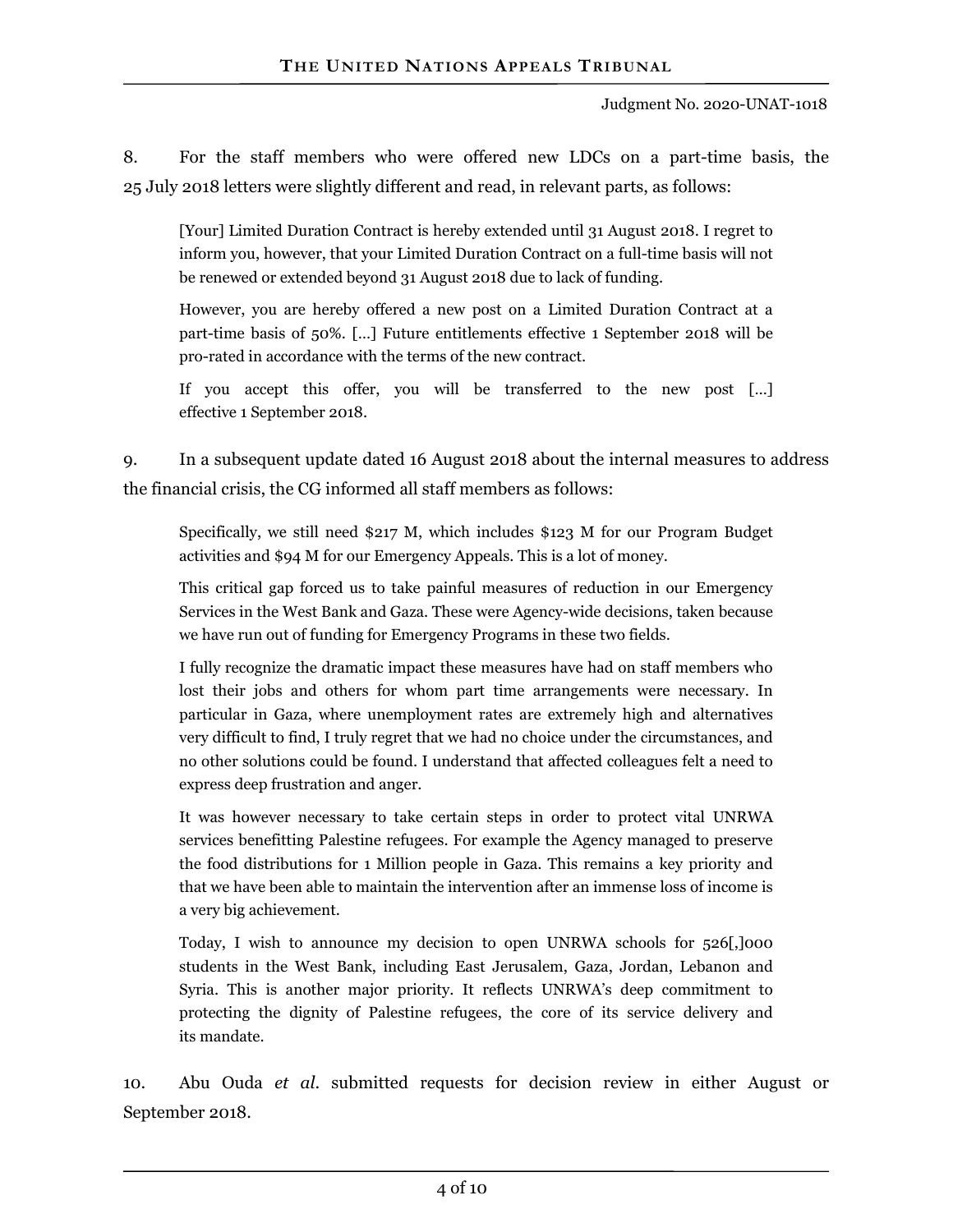8. For the staff members who were offered new LDCs on a part-time basis, the 25 July 2018 letters were slightly different and read, in relevant parts, as follows:

> [Your] Limited Duration Contract is hereby extended until 31 August 2018. I regret to inform you, however, that your Limited Duration Contract on a full-time basis will not be renewed or extended beyond 31 August 2018 due to lack of funding.
>
> However, you are hereby offered a new post on a Limited Duration Contract at a part-time basis of 50%. […] Future entitlements effective 1 September 2018 will be pro-rated in accordance with the terms of the new contract.
>
> If you accept this offer, you will be transferred to the new post […] effective 1 September 2018.

9. In a subsequent update dated 16 August 2018 about the internal measures to address the financial crisis, the CG informed all staff members as follows:

> Specifically, we still need $217 M, which includes $123 M for our Program Budget activities and $94 M for our Emergency Appeals. This is a lot of money.
>
> This critical gap forced us to take painful measures of reduction in our Emergency Services in the West Bank and Gaza. These were Agency-wide decisions, taken because we have run out of funding for Emergency Programs in these two fields.
>
> I fully recognize the dramatic impact these measures have had on staff members who lost their jobs and others for whom part time arrangements were necessary. In particular in Gaza, where unemployment rates are extremely high and alternatives very difficult to find, I truly regret that we had no choice under the circumstances, and no other solutions could be found. I understand that affected colleagues felt a need to express deep frustration and anger.
>
> It was however necessary to take certain steps in order to protect vital UNRWA services benefitting Palestine refugees. For example the Agency managed to preserve the food distributions for 1 Million people in Gaza. This remains a key priority and that we have been able to maintain the intervention after an immense loss of income is a very big achievement.
>
> Today, I wish to announce my decision to open UNRWA schools for 526[,]000 students in the West Bank, including East Jerusalem, Gaza, Jordan, Lebanon and Syria. This is another major priority. It reflects UNRWA's deep commitment to protecting the dignity of Palestine refugees, the core of its service delivery and its mandate.

10. Abu Ouda *et al.* submitted requests for decision review in either August or September 2018.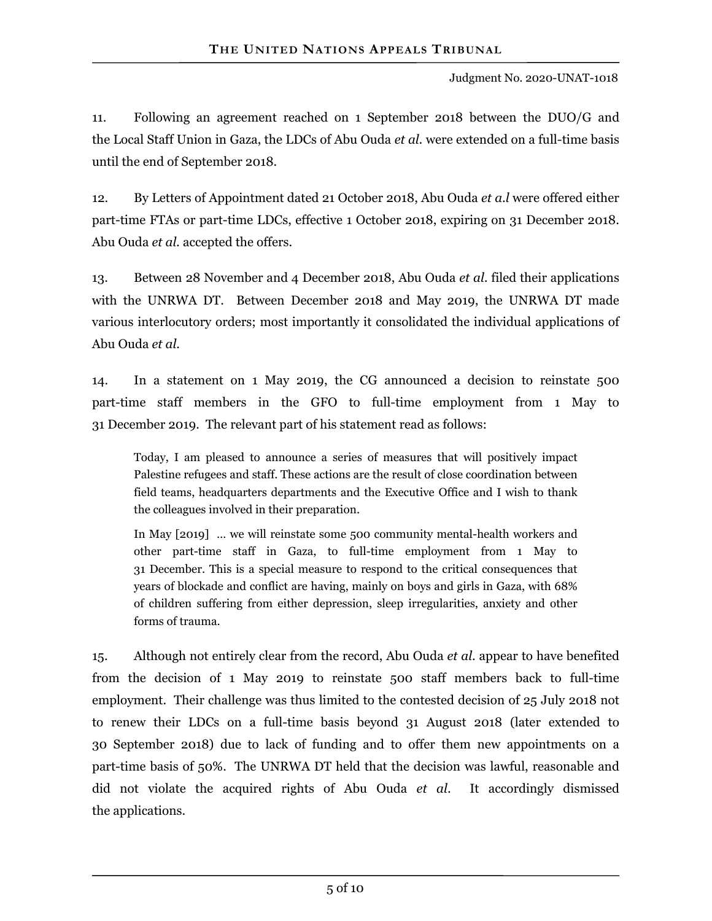11. Following an agreement reached on 1 September 2018 between the DUO/G and the Local Staff Union in Gaza, the LDCs of Abu Ouda *et al.* were extended on a full-time basis until the end of September 2018.

12. By Letters of Appointment dated 21 October 2018, Abu Ouda *et a.l* were offered either part-time FTAs or part-time LDCs, effective 1 October 2018, expiring on 31 December 2018. Abu Ouda *et al.* accepted the offers.

13. Between 28 November and 4 December 2018, Abu Ouda *et al.* filed their applications with the UNRWA DT. Between December 2018 and May 2019, the UNRWA DT made various interlocutory orders; most importantly it consolidated the individual applications of Abu Ouda *et al.*

14. In a statement on 1 May 2019, the CG announced a decision to reinstate 500 part-time staff members in the GFO to full-time employment from 1 May to 31 December 2019. The relevant part of his statement read as follows:

> Today, I am pleased to announce a series of measures that will positively impact Palestine refugees and staff. These actions are the result of close coordination between field teams, headquarters departments and the Executive Office and I wish to thank the colleagues involved in their preparation.
>
> In May [2019] … we will reinstate some 500 community mental-health workers and other part-time staff in Gaza, to full-time employment from 1 May to 31 December. This is a special measure to respond to the critical consequences that years of blockade and conflict are having, mainly on boys and girls in Gaza, with 68% of children suffering from either depression, sleep irregularities, anxiety and other forms of trauma.

15. Although not entirely clear from the record, Abu Ouda *et al.* appear to have benefited from the decision of 1 May 2019 to reinstate 500 staff members back to full-time employment. Their challenge was thus limited to the contested decision of 25 July 2018 not to renew their LDCs on a full-time basis beyond 31 August 2018 (later extended to 30 September 2018) due to lack of funding and to offer them new appointments on a part-time basis of 50%. The UNRWA DT held that the decision was lawful, reasonable and did not violate the acquired rights of Abu Ouda *et al.* It accordingly dismissed the applications.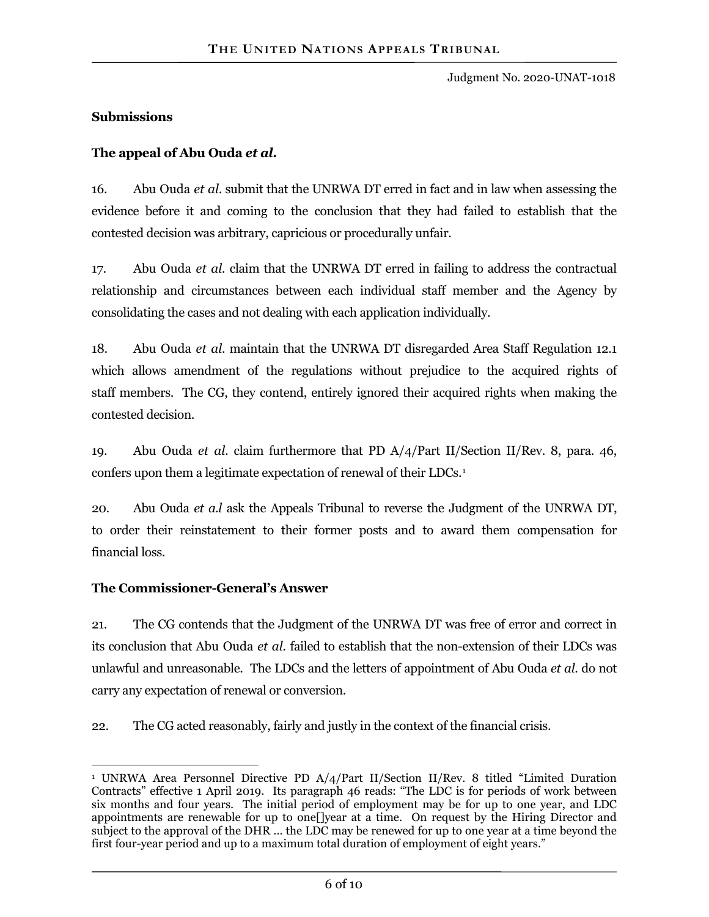**Submissions**

**The appeal of Abu Ouda *et al.***

16. Abu Ouda *et al.* submit that the UNRWA DT erred in fact and in law when assessing the evidence before it and coming to the conclusion that they had failed to establish that the contested decision was arbitrary, capricious or procedurally unfair.

17. Abu Ouda *et al.* claim that the UNRWA DT erred in failing to address the contractual relationship and circumstances between each individual staff member and the Agency by consolidating the cases and not dealing with each application individually.

18. Abu Ouda *et al.* maintain that the UNRWA DT disregarded Area Staff Regulation 12.1 which allows amendment of the regulations without prejudice to the acquired rights of staff members. The CG, they contend, entirely ignored their acquired rights when making the contested decision.

19. Abu Ouda *et al.* claim furthermore that PD A/4/Part II/Section II/Rev. 8, para. 46, confers upon them a legitimate expectation of renewal of their LDCs.[1]

20. Abu Ouda *et a.l* ask the Appeals Tribunal to reverse the Judgment of the UNRWA DT, to order their reinstatement to their former posts and to award them compensation for financial loss.

**The Commissioner-General's Answer**

21. The CG contends that the Judgment of the UNRWA DT was free of error and correct in its conclusion that Abu Ouda *et al.* failed to establish that the non-extension of their LDCs was unlawful and unreasonable. The LDCs and the letters of appointment of Abu Ouda *et al.* do not carry any expectation of renewal or conversion.

22. The CG acted reasonably, fairly and justly in the context of the financial crisis.

---

[1] UNRWA Area Personnel Directive PD A/4/Part II/Section II/Rev. 8 titled "Limited Duration Contracts" effective 1 April 2019. Its paragraph 46 reads: "The LDC is for periods of work between six months and four years. The initial period of employment may be for up to one year, and LDC appointments are renewable for up to one[]year at a time. On request by the Hiring Director and subject to the approval of the DHR … the LDC may be renewed for up to one year at a time beyond the first four-year period and up to a maximum total duration of employment of eight years."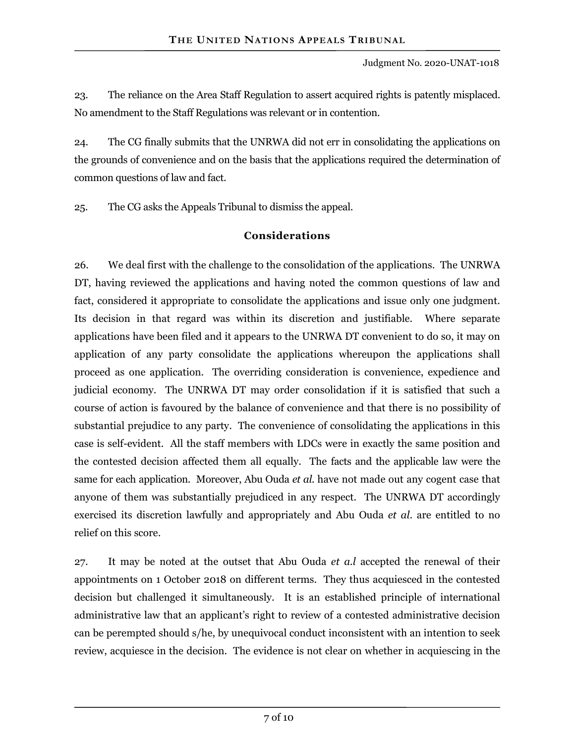23. The reliance on the Area Staff Regulation to assert acquired rights is patently misplaced. No amendment to the Staff Regulations was relevant or in contention.

24. The CG finally submits that the UNRWA did not err in consolidating the applications on the grounds of convenience and on the basis that the applications required the determination of common questions of law and fact.

25. The CG asks the Appeals Tribunal to dismiss the appeal.

## Considerations

26. We deal first with the challenge to the consolidation of the applications. The UNRWA DT, having reviewed the applications and having noted the common questions of law and fact, considered it appropriate to consolidate the applications and issue only one judgment. Its decision in that regard was within its discretion and justifiable. Where separate applications have been filed and it appears to the UNRWA DT convenient to do so, it may on application of any party consolidate the applications whereupon the applications shall proceed as one application. The overriding consideration is convenience, expedience and judicial economy. The UNRWA DT may order consolidation if it is satisfied that such a course of action is favoured by the balance of convenience and that there is no possibility of substantial prejudice to any party. The convenience of consolidating the applications in this case is self-evident. All the staff members with LDCs were in exactly the same position and the contested decision affected them all equally. The facts and the applicable law were the same for each application. Moreover, Abu Ouda *et al.* have not made out any cogent case that anyone of them was substantially prejudiced in any respect. The UNRWA DT accordingly exercised its discretion lawfully and appropriately and Abu Ouda *et al.* are entitled to no relief on this score.

27. It may be noted at the outset that Abu Ouda *et a.l* accepted the renewal of their appointments on 1 October 2018 on different terms. They thus acquiesced in the contested decision but challenged it simultaneously. It is an established principle of international administrative law that an applicant's right to review of a contested administrative decision can be perempted should s/he, by unequivocal conduct inconsistent with an intention to seek review, acquiesce in the decision. The evidence is not clear on whether in acquiescing in the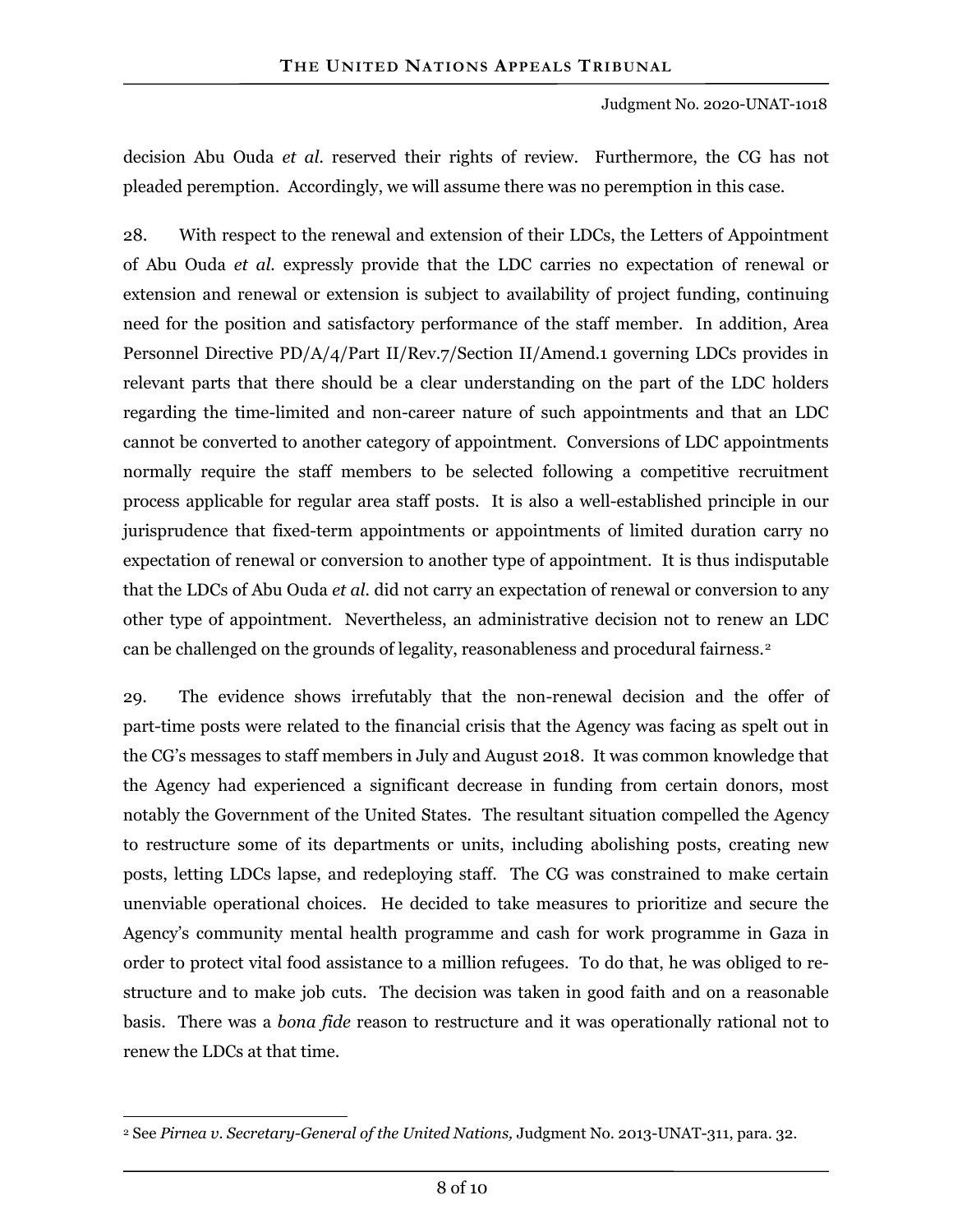decision Abu Ouda *et al.* reserved their rights of review. Furthermore, the CG has not pleaded peremption. Accordingly, we will assume there was no peremption in this case.

28. With respect to the renewal and extension of their LDCs, the Letters of Appointment of Abu Ouda *et al.* expressly provide that the LDC carries no expectation of renewal or extension and renewal or extension is subject to availability of project funding, continuing need for the position and satisfactory performance of the staff member. In addition, Area Personnel Directive PD/A/4/Part II/Rev.7/Section II/Amend.1 governing LDCs provides in relevant parts that there should be a clear understanding on the part of the LDC holders regarding the time-limited and non-career nature of such appointments and that an LDC cannot be converted to another category of appointment. Conversions of LDC appointments normally require the staff members to be selected following a competitive recruitment process applicable for regular area staff posts. It is also a well-established principle in our jurisprudence that fixed-term appointments or appointments of limited duration carry no expectation of renewal or conversion to another type of appointment. It is thus indisputable that the LDCs of Abu Ouda *et al.* did not carry an expectation of renewal or conversion to any other type of appointment. Nevertheless, an administrative decision not to renew an LDC can be challenged on the grounds of legality, reasonableness and procedural fairness.[2]

29. The evidence shows irrefutably that the non-renewal decision and the offer of part-time posts were related to the financial crisis that the Agency was facing as spelt out in the CG's messages to staff members in July and August 2018. It was common knowledge that the Agency had experienced a significant decrease in funding from certain donors, most notably the Government of the United States. The resultant situation compelled the Agency to restructure some of its departments or units, including abolishing posts, creating new posts, letting LDCs lapse, and redeploying staff. The CG was constrained to make certain unenviable operational choices. He decided to take measures to prioritize and secure the Agency's community mental health programme and cash for work programme in Gaza in order to protect vital food assistance to a million refugees. To do that, he was obliged to re-structure and to make job cuts. The decision was taken in good faith and on a reasonable basis. There was a *bona fide* reason to restructure and it was operationally rational not to renew the LDCs at that time.

---

[2] See *Pirnea v. Secretary-General of the United Nations,* Judgment No. 2013-UNAT-311, para. 32.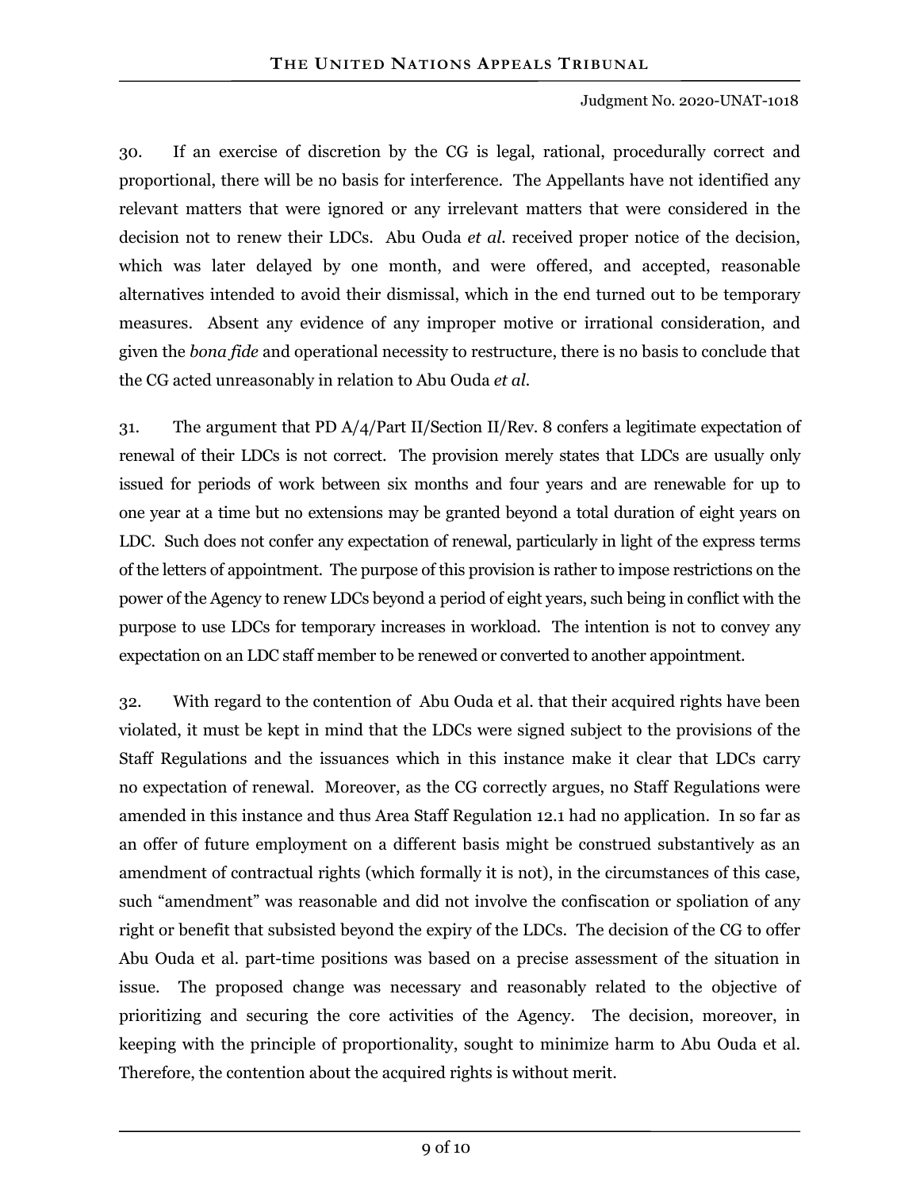30. If an exercise of discretion by the CG is legal, rational, procedurally correct and proportional, there will be no basis for interference. The Appellants have not identified any relevant matters that were ignored or any irrelevant matters that were considered in the decision not to renew their LDCs. Abu Ouda *et al.* received proper notice of the decision, which was later delayed by one month, and were offered, and accepted, reasonable alternatives intended to avoid their dismissal, which in the end turned out to be temporary measures. Absent any evidence of any improper motive or irrational consideration, and given the *bona fide* and operational necessity to restructure, there is no basis to conclude that the CG acted unreasonably in relation to Abu Ouda *et al.*

31. The argument that PD A/4/Part II/Section II/Rev. 8 confers a legitimate expectation of renewal of their LDCs is not correct. The provision merely states that LDCs are usually only issued for periods of work between six months and four years and are renewable for up to one year at a time but no extensions may be granted beyond a total duration of eight years on LDC. Such does not confer any expectation of renewal, particularly in light of the express terms of the letters of appointment. The purpose of this provision is rather to impose restrictions on the power of the Agency to renew LDCs beyond a period of eight years, such being in conflict with the purpose to use LDCs for temporary increases in workload. The intention is not to convey any expectation on an LDC staff member to be renewed or converted to another appointment.

32. With regard to the contention of Abu Ouda et al. that their acquired rights have been violated, it must be kept in mind that the LDCs were signed subject to the provisions of the Staff Regulations and the issuances which in this instance make it clear that LDCs carry no expectation of renewal. Moreover, as the CG correctly argues, no Staff Regulations were amended in this instance and thus Area Staff Regulation 12.1 had no application. In so far as an offer of future employment on a different basis might be construed substantively as an amendment of contractual rights (which formally it is not), in the circumstances of this case, such "amendment" was reasonable and did not involve the confiscation or spoliation of any right or benefit that subsisted beyond the expiry of the LDCs. The decision of the CG to offer Abu Ouda et al. part-time positions was based on a precise assessment of the situation in issue. The proposed change was necessary and reasonably related to the objective of prioritizing and securing the core activities of the Agency. The decision, moreover, in keeping with the principle of proportionality, sought to minimize harm to Abu Ouda et al. Therefore, the contention about the acquired rights is without merit.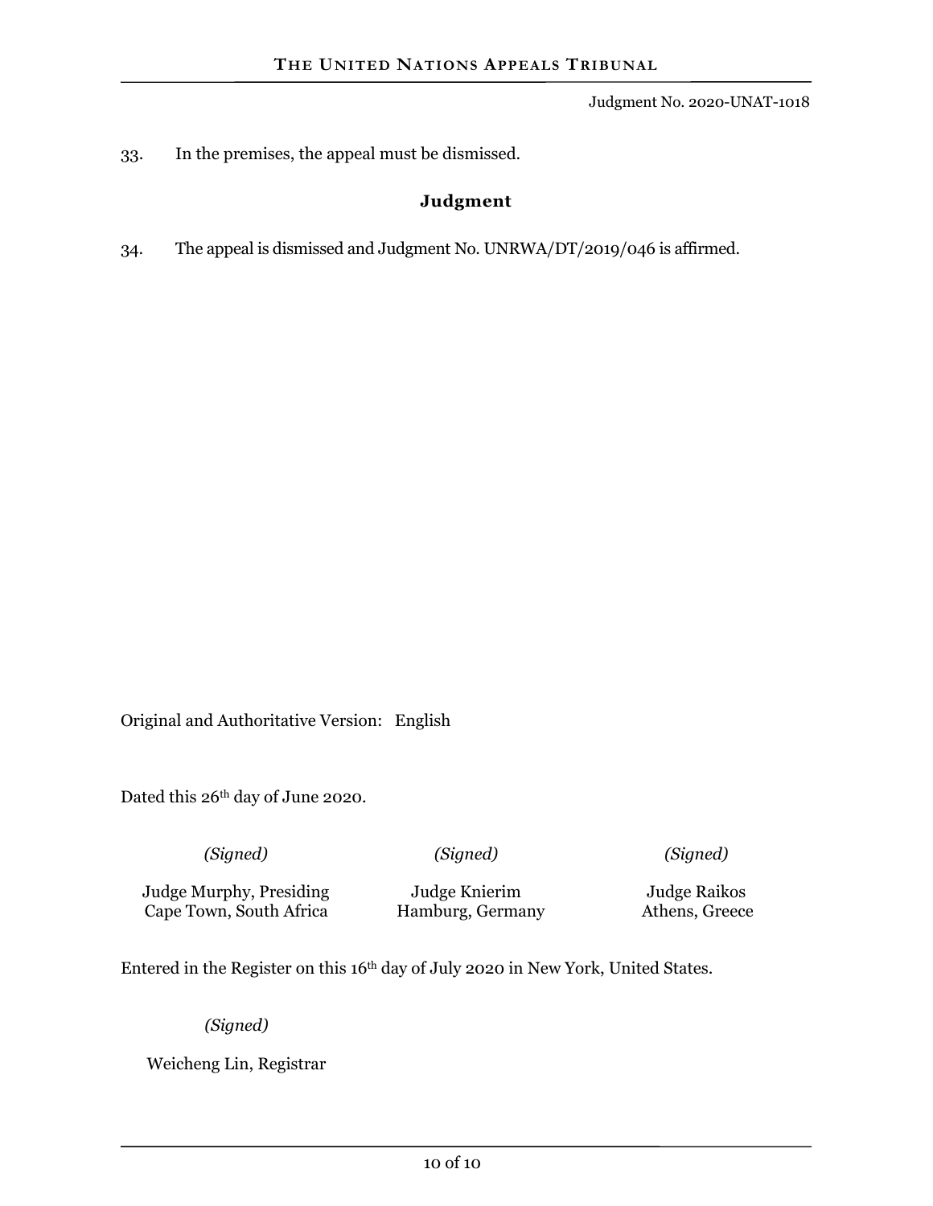33. In the premises, the appeal must be dismissed.

## Judgment

34. The appeal is dismissed and Judgment No. UNRWA/DT/2019/046 is affirmed.

Original and Authoritative Version: English

Dated this 26th day of June 2020.

| | | |
|---|---|---|
| *(Signed)* | *(Signed)* | *(Signed)* |
| Judge Murphy, Presiding<br>Cape Town, South Africa | Judge Knierim<br>Hamburg, Germany | Judge Raikos<br>Athens, Greece |

Entered in the Register on this 16th day of July 2020 in New York, United States.

*(Signed)*

Weicheng Lin, Registrar